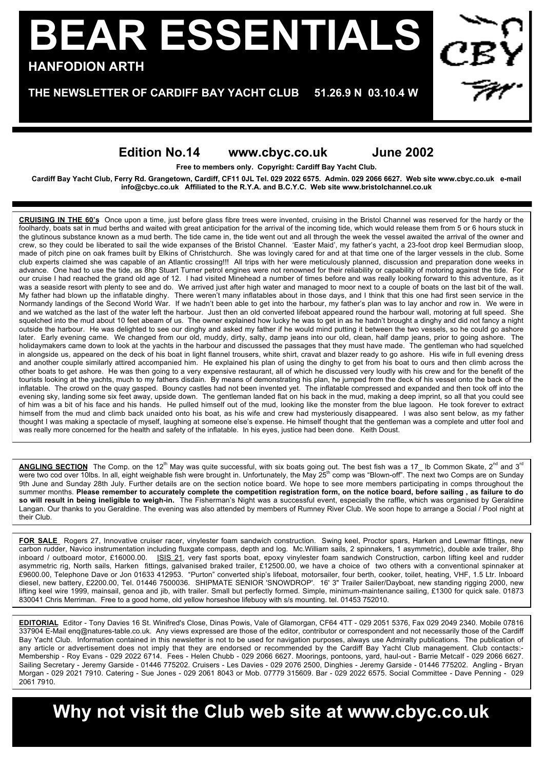# BEAR ESSENTIALS

**HANFODION ARTH**

**THE NEWSLETTER OF CARDIFF BAY YACHT CLUB 51.26.9 N 03.10.4 W**

CBY

## Edition No.14 www.cbyc.co.uk June 2002

**Free to members only. Copyright: Cardiff Bay Yacht Club.**

**Cardiff Bay Yacht Club, Ferry Rd. Grangetown, Cardiff, CF11 0JL Tel. 029 2022 6575. Admin. 029 2066 6627. Web site www.cbyc.co.uk e-mail info@cbyc.co.uk Affiliated to the R.Y.A. and B.C.Y.C. Web site www.bristolchannel.co.uk**

**CRUISING IN THE 60's** Once upon a time, just before glass fibre trees were invented, cruising in the Bristol Channel was reserved for the hardy or the foolhardy, boats sat in mud berths and waited with great anticipation for the arrival of the incoming tide, which would release them from 5 or 6 hours stuck in the glutinous substance known as a mud berth. The tide came in, the tide went out and all through the week the vessel awaited the arrival of the owner and crew, so they could be liberated to sail the wide expanses of the Bristol Channel. 'Easter Maid', my father's yacht, a 23-foot drop keel Bermudian sloop, made of pitch pine on oak frames built by Elkins of Christchurch. She was lovingly cared for and at that time one of the larger vessels in the club. Some club experts claimed she was capable of an Atlantic crossing!!! All trips with her were meticulously planned, discussion and preparation done weeks in advance. One had to use the tide, as 8hp Stuart Turner petrol engines were not renowned for their reliability or capability of motoring against the tide. For our cruise I had reached the grand old age of 12. I had visited Minehead a number of times before and was really looking forward to this adventure, as it was a seaside resort with plenty to see and do. We arrived just after high water and managed to moor next to a couple of boats on the last bit of the wall. My father had blown up the inflatable dinghy. There weren't many inflatables about in those days, and I think that this one had first seen service in the Normandy landings of the Second World War. If we hadn't been able to get into the harbour, my father's plan was to lay anchor and row in. We were in and we watched as the last of the water left the harbour. Just then an old converted lifeboat appeared round the harbour wall, motoring at full speed. She squelched into the mud about 10 feet abeam of us. The owner explained how lucky he was to get in as he hadn't brought a dinghy and did not fancy a night outside the harbour. He was delighted to see our dinghy and asked my father if he would mind putting it between the two vessels, so he could go ashore later. Early evening came. We changed from our old, muddy, dirty, salty, damp jeans into our old, clean, half damp jeans, prior to going ashore. The holidaymakers came down to look at the yachts in the harbour and discussed the passages that they must have made. The gentleman who had squelched in alongside us, appeared on the deck of his boat in light flannel trousers, white shirt, cravat and blazer ready to go ashore. His wife in full evening dress and another couple similarly attired accompanied him. He explained his plan of using the dinghy to get from his boat to ours and then climb across the other boats to get ashore. He was then going to a very expensive restaurant, all of which he discussed very loudly with his crew and for the benefit of the tourists looking at the yachts, much to my fathers disdain. By means of demonstrating his plan, he jumped from the deck of his vessel onto the back of the inflatable. The crowd on the quay gasped. Bouncy castles had not been invented yet. The inflatable compressed and expanded and then took off into the evening sky, landing some six feet away, upside down. The gentleman landed flat on his back in the mud, making a deep imprint, so all that you could see of him was a bit of his face and his hands. He pulled himself out of the mud, looking like the monster from the blue lagoon. He took forever to extract himself from the mud and climb back unaided onto his boat, as his wife and crew had mysteriously disappeared. I was also sent below, as my father thought I was making a spectacle of myself, laughing at someone else's expense. He himself thought that the gentleman was a complete and utter fool and was really more concerned for the health and safety of the inflatable. In his eyes, justice had been done. Keith Doust.

**ANGLING SECTION** The Comp. on the 12th May was quite successful, with six boats going out. The best fish was a 17_ lb Common Skate, 2nd and 3rd were two cod over 10lbs. In all, eight weighable fish were brought in. Unfortunately, the May 25th comp was "Blown-off". The next two Comps are on Sunday 9th June and Sunday 28th July. Further details are on the section notice board. We hope to see more members participating in comps throughout the summer months. **Please remember to accurately complete the competition registration form, on the notice board, before sailing , as failure to do so will result in being ineligible to weigh-in.** The Fisherman's Night was a successful event, especially the raffle, which was organised by Geraldine Langan. Our thanks to you Geraldine. The evening was also attended by members of Rumney River Club. We soon hope to arrange a Social / Pool night at their Club.

**FOR SALE** Rogers 27, Innovative cruiser racer, vinylester foam sandwich construction. Swing keel, Proctor spars, Harken and Lewmar fittings, new carbon rudder, Navico instrumentation including fluxgate compass, depth and log. Mc.William sails, 2 spinnakers, 1 asymmetric), double axle trailer, 8hp inboard / outboard motor, £16000.00. ISIS 21, very fast sports boat, epoxy vinylester foam sandwich Construction, carbon lifting keel and rudder asymmetric rig, North sails, Harken fittings, galvanised braked trailer, £12500.00, we have a choice of two others with a conventional spinnaker at £9600.00, Telephone Dave or Jon 01633 412953. "Purton" converted ship's lifeboat, motorsailer, four berth, cooker, toilet, heating, VHF, 1.5 Ltr. Inboard diesel, new battery, £2200.00, Tel. 01446 7500036. SHIPMATE SENIOR 'SNOWDROP'. 16' 3" Trailer Sailer/Dayboat, new standing rigging 2000, new lifting keel wire 1999, mainsail, genoa and jib, with trailer. Small but perfectly formed. Simple, minimum-maintenance sailing, £1300 for quick sale. 01873 830041 Chris Merriman. Free to a good home, old yellow horseshoe lifebuoy with s/s mounting. tel. 01453 752010.

**EDITORIAL** Editor - Tony Davies 16 St. Winifred's Close, Dinas Powis, Vale of Glamorgan, CF64 4TT - 029 2051 5376, Fax 029 2049 2340. Mobile 07816 337904 E-Mail enq@natures-table.co.uk. Any views expressed are those of the editor, contributor or correspondent and not necessarily those of the Cardiff Bay Yacht Club. Information contained in this newsletter is not to be used for navigation purposes, always use Admiralty publications. The publication of any article or advertisement does not imply that they are endorsed or recommended by the Cardiff Bay Yacht Club management. Club contacts:- Membership - Roy Evans - 029 2022 6714. Fees - Helen Chubb - 029 2066 6627. Moorings, pontoons, yard, haul-out - Barrie Metcalf - 029 2066 6627. Sailing Secretary - Jeremy Garside - 01446 775202. Cruisers - Les Davies - 029 2076 2500, Dinghies - Jeremy Garside - 01446 775202. Angling - Bryan Morgan - 029 2021 7910. Catering - Sue Jones - 029 2061 8043 or Mob. 07779 315609. Bar - 029 2022 6575. Social Committee - Dave Penning - 029 2061 7910.

## Why not visit the Club web site at www.cbyc.co.uk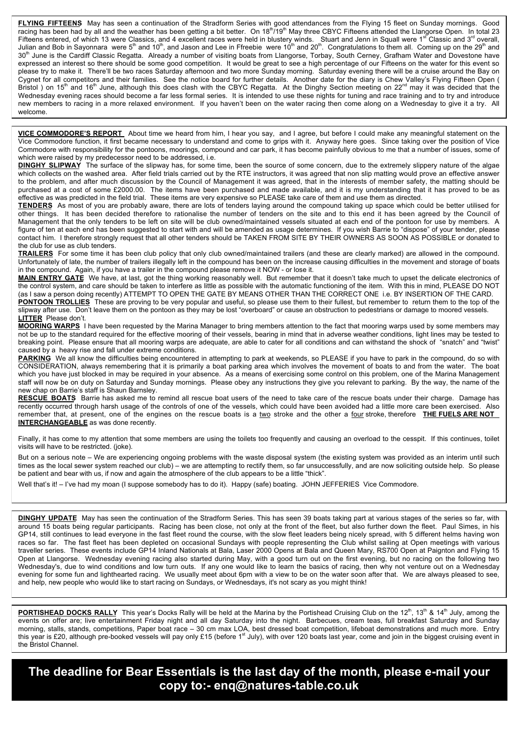**FLYING FIFTEENS** May has seen a continuation of the Stradform Series with good attendances from the Flying 15 fleet on Sunday mornings. Good racing has been had by all and the weather has been getting a bit better. On 18th/19th May three CBYC Fifteens attended the Llangorse Open. In total 23 Fifteens entered, of which 13 were Classics, and 4 excellent races were held in blustery winds. Stuart and Jenn in Squall were 1st Classic and 3rd overall, Julian and Bob in Sayonnara were 5th and 10th, and Jason and Lee in Ffreebie were 10th and 20th. Congratulations to them all. Coming up on the 29th and 30th June is the Cardiff Classic Regatta. Already a number of visiting boats from Llangorse, Torbay, South Cerney, Grafham Water and Dovestone have expressed an interest so there should be some good competition. It would be great to see a high percentage of our Fifteens on the water for this event so please try to make it. There'll be two races Saturday afternoon and two more Sunday morning. Saturday evening there will be a cruise around the Bay on Cygnet for all competitors and their families. See the notice board for further details. Another date for the diary is Chew Valley's Flying Fifteen Open ( Bristol ) on 15th and 16th June, although this does clash with the CBYC Regatta. At the Dinghy Section meeting on 22nd may it was decided that the Wednesday evening races should become a far less formal series. It is intended to use these nights for tuning and race training and to try and introduce new members to racing in a more relaxed environment. If you haven't been on the water racing then come along on a Wednesday to give it a try. All welcome.

**VICE COMMODORE'S REPORT** About time we heard from him, I hear you say, and I agree, but before I could make any meaningful statement on the Vice Commodore function, it first became necessary to understand and come to grips with it. Anyway here goes. Since taking over the position of Vice Commodore with responsibility for the pontoons, moorings, compound and car park, it has become painfully obvious to me that a number of issues, some of which were raised by my predecessor need to be addressed, i.e.

**DINGHY SLIPWAY** The surface of the slipway has, for some time, been the source of some concern, due to the extremely slippery nature of the algae which collects on the washed area. After field trials carried out by the RTE instructors, it was agreed that non slip matting would prove an effective answer to the problem, and after much discussion by the Council of Management it was agreed, that in the interests of member safety, the matting should be purchased at a cost of some £2000.00. The items have been purchased and made available, and it is my understanding that it has proved to be as effective as was predicted in the field trial. These items are very expensive so PLEASE take care of them and use them as directed.

**TENDERS** As most of you are probably aware, there are lots of tenders laying around the compound taking up space which could be better utilised for other things. It has been decided therefore to rationalise the number of tenders on the site and to this end it has been agreed by the Council of Management that the only tenders to be left on site will be club owned/maintained vessels situated at each end of the pontoon for use by members. A figure of ten at each end has been suggested to start with and will be amended as usage determines. If you wish Barrie to "dispose" of your tender, please contact him. I therefore strongly request that all other tenders should be TAKEN FROM SITE BY THEIR OWNERS AS SOON AS POSSIBLE or donated to the club for use as club tenders.

**TRAILERS** For some time it has been club policy that only club owned/maintained trailers (and these are clearly marked) are allowed in the compound. Unfortunately of late, the number of trailers illegally left in the compound has been on the increase causing difficulties in the movement and storage of boats in the compound. Again, if you have a trailer in the compound please remove it NOW - or lose it.

**MAIN ENTRY GATE** We have, at last, got the thing working reasonably well. But remember that it doesn't take much to upset the delicate electronics of the control system, and care should be taken to interfere as little as possible with the automatic functioning of the item. With this in mind, PLEASE DO NOT (as I saw a person doing recently) ATTEMPT TO OPEN THE GATE BY MEANS OTHER THAN THE CORRECT ONE i.e. BY INSERTION OF THE CARD.

**PONTOON TROLLIES** These are proving to be very popular and useful, so please use them to their fullest, but remember to return them to the top of the slipway after use. Don't leave them on the pontoon as they may be lost "overboard" or cause an obstruction to pedestrians or damage to moored vessels.

**LITTER** Please don't.

**MOORING WARPS** I have been requested by the Marina Manager to bring members attention to the fact that mooring warps used by some members may not be up to the standard required for the effective mooring of their vessels, bearing in mind that in adverse weather conditions, light lines may be tested to breaking point. Please ensure that all mooring warps are adequate, are able to cater for all conditions and can withstand the shock of "snatch" and "twist" caused by a heavy rise and fall under extreme conditions.

**PARKING** We all know the difficulties being encountered in attempting to park at weekends, so PLEASE if you have to park in the compound, do so with CONSIDERATION, always remembering that it is primarily a boat parking area which involves the movement of boats to and from the water. The boat which you have just blocked in may be required in your absence. As a means of exercising some control on this problem, one of the Marina Management staff will now be on duty on Saturday and Sunday mornings. Please obey any instructions they give you relevant to parking. By the way, the name of the new chap on Barrie's staff is Shaun Barnsley.

**RESCUE BOATS** Barrie has asked me to remind all rescue boat users of the need to take care of the rescue boats under their charge. Damage has recently occurred through harsh usage of the controls of one of the vessels, which could have been avoided had a little more care been exercised. Also remember that, at present, one of the engines on the rescue boats is a <u>two</u> stroke and the other a <u>four</u> stroke, therefore **THE FUELS ARE NOT INTERCHANGEABLE** as was done recently.

Finally, it has come to my attention that some members are using the toilets too frequently and causing an overload to the cesspit. If this continues, toilet visits will have to be restricted. (joke).

But on a serious note – We are experiencing ongoing problems with the waste disposal system (the existing system was provided as an interim until such times as the local sewer system reached our club) – we are attempting to rectify them, so far unsuccessfully, and are now soliciting outside help. So please be patient and bear with us, if now and again the atmosphere of the club appears to be a little "thick".

Well that's it! – I've had my moan (I suppose somebody has to do it). Happy (safe) boating. JOHN JEFFERIES Vice Commodore.

**DINGHY UPDATE** May has seen the continuation of the Stradform Series. This has seen 39 boats taking part at various stages of the series so far, with around 15 boats being regular participants. Racing has been close, not only at the front of the fleet, but also further down the fleet. Paul Simes, in his GP14, still continues to lead everyone in the fast fleet round the course, with the slow fleet leaders being nicely spread, with 5 different helms having won races so far. The fast fleet has been depleted on occasional Sundays with people representing the Club whilst sailing at Open meetings with various traveller series. These events include GP14 Inland Nationals at Bala, Laser 2000 Opens at Bala and Queen Mary, RS700 Open at Paignton and Flying 15 Open at Llangorse. Wednesday evening racing also started during May, with a good turn out on the first evening, but no racing on the following two Wednesday's, due to wind conditions and low turn outs. If any one would like to learn the basics of racing, then why not venture out on a Wednesday evening for some fun and lighthearted racing. We usually meet about 6pm with a view to be on the water soon after that. We are always pleased to see, and help, new people who would like to start racing on Sundays, or Wednesdays, it's not scary as you might think!

**PORTISHEAD DOCKS RALLY** This year's Docks Rally will be held at the Marina by the Portishead Cruising Club on the 12th, 13th & 14th July, among the events on offer are; live entertainment Friday night and all day Saturday into the night. Barbecues, cream teas, full breakfast Saturday and Sunday morning, stalls, stands, competitions, Paper boat race – 30 cm max LOA, best dressed boat competition, lifeboat demonstrations and much more. Entry this year is £20, although pre-booked vessels will pay only £15 (before 1st July), with over 120 boats last year, come and join in the biggest cruising event in the Bristol Channel.

**The deadline for Bear Essentials is the last day of the month, please e-mail your copy to:- enq@natures-table.co.uk**